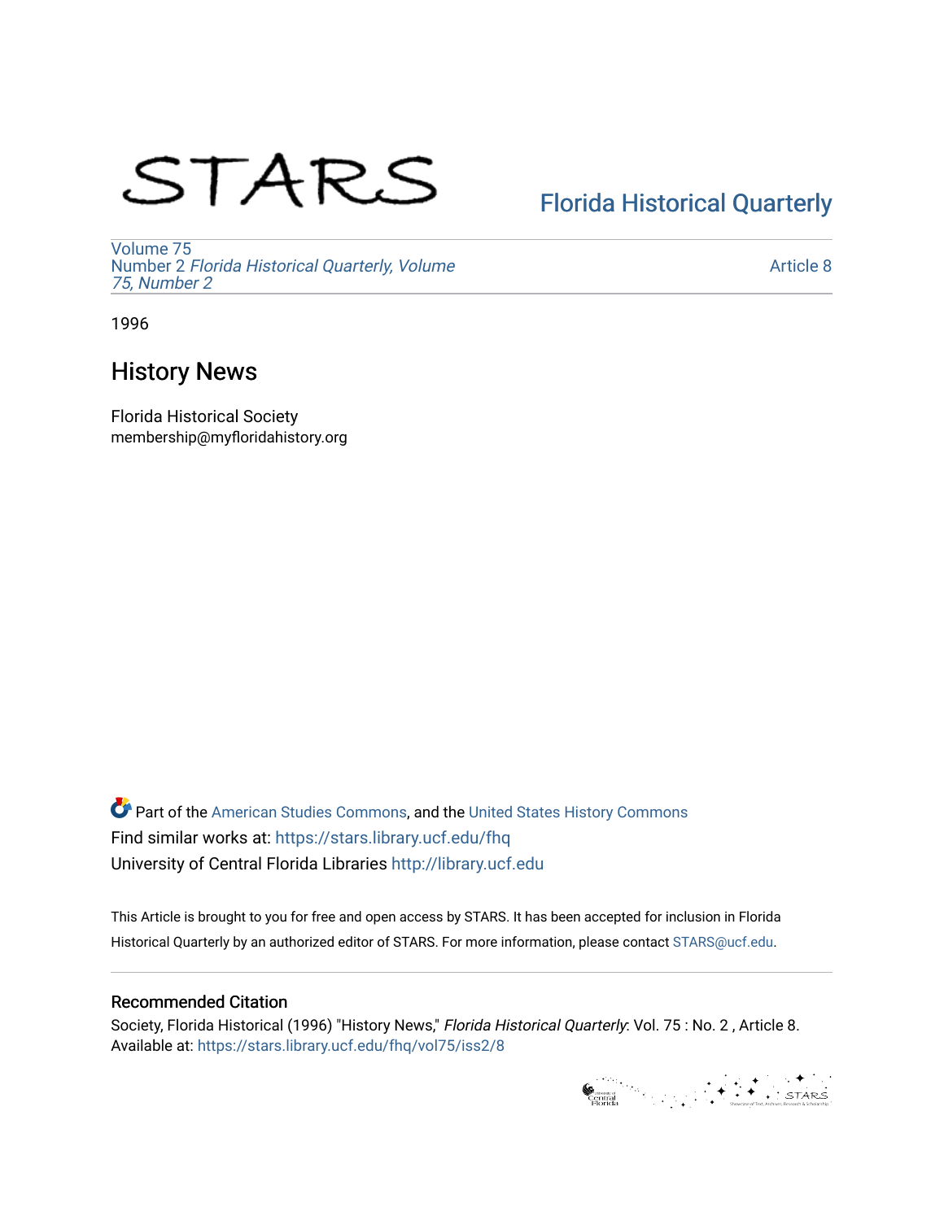STARS

Florida Historical Quarterly

Volume 75
Number 2 *Florida Historical Quarterly, Volume 75, Number 2*

Article 8

1996

# History News

Florida Historical Society
membership@myfloridahistory.org

Part of the American Studies Commons, and the United States History Commons
Find similar works at: https://stars.library.ucf.edu/fhq
University of Central Florida Libraries http://library.ucf.edu

This Article is brought to you for free and open access by STARS. It has been accepted for inclusion in Florida Historical Quarterly by an authorized editor of STARS. For more information, please contact STARS@ucf.edu.

## Recommended Citation

Society, Florida Historical (1996) "History News," *Florida Historical Quarterly*: Vol. 75 : No. 2 , Article 8.
Available at: https://stars.library.ucf.edu/fhq/vol75/iss2/8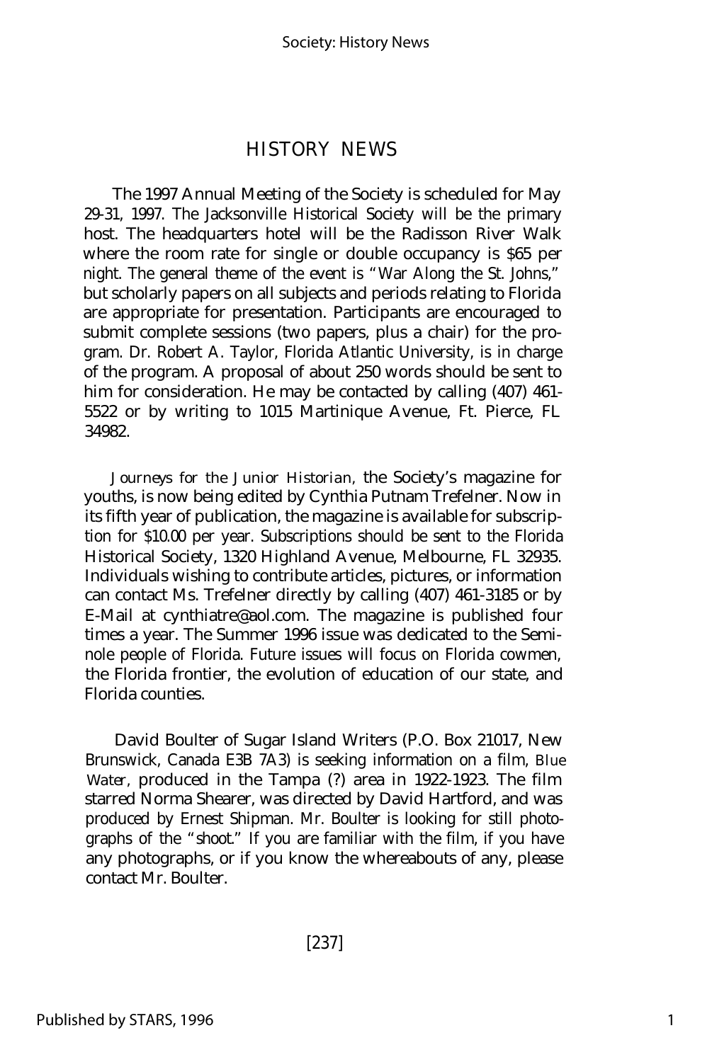## HISTORY NEWS

The 1997 Annual Meeting of the Society is scheduled for May 29-31, 1997. The Jacksonville Historical Society will be the primary host. The headquarters hotel will be the Radisson River Walk where the room rate for single or double occupancy is $65 per night. The general theme of the event is "War Along the St. Johns," but scholarly papers on all subjects and periods relating to Florida are appropriate for presentation. Participants are encouraged to submit complete sessions (two papers, plus a chair) for the program. Dr. Robert A. Taylor, Florida Atlantic University, is in charge of the program. A proposal of about 250 words should be sent to him for consideration. He may be contacted by calling (407) 461-5522 or by writing to 1015 Martinique Avenue, Ft. Pierce, FL 34982.

*Journeys for the Junior Historian*, the Society's magazine for youths, is now being edited by Cynthia Putnam Trefelner. Now in its fifth year of publication, the magazine is available for subscription for $10.00 per year. Subscriptions should be sent to the Florida Historical Society, 1320 Highland Avenue, Melbourne, FL 32935. Individuals wishing to contribute articles, pictures, or information can contact Ms. Trefelner directly by calling (407) 461-3185 or by E-Mail at cynthiatre@aol.com. The magazine is published four times a year. The Summer 1996 issue was dedicated to the Seminole people of Florida. Future issues will focus on Florida cowmen, the Florida frontier, the evolution of education of our state, and Florida counties.

David Boulter of Sugar Island Writers (P.O. Box 21017, New Brunswick, Canada E3B 7A3) is seeking information on a film, *Blue Water*, produced in the Tampa (?) area in 1922-1923. The film starred Norma Shearer, was directed by David Hartford, and was produced by Ernest Shipman. Mr. Boulter is looking for still photographs of the "shoot." If you are familiar with the film, if you have any photographs, or if you know the whereabouts of any, please contact Mr. Boulter.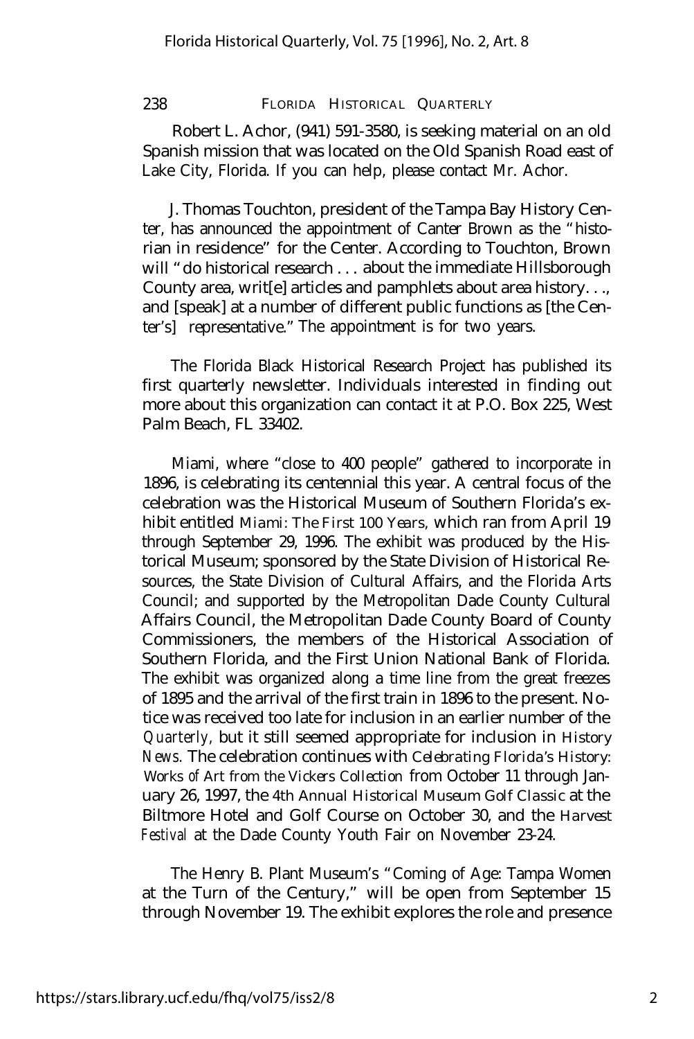Robert L. Achor, (941) 591-3580, is seeking material on an old Spanish mission that was located on the Old Spanish Road east of Lake City, Florida. If you can help, please contact Mr. Achor.

J. Thomas Touchton, president of the Tampa Bay History Center, has announced the appointment of Canter Brown as the "historian in residence" for the Center. According to Touchton, Brown will "do historical research . . . about the immediate Hillsborough County area, writ[e] articles and pamphlets about area history. . ., and [speak] at a number of different public functions as [the Center's] representative." The appointment is for two years.

The Florida Black Historical Research Project has published its first quarterly newsletter. Individuals interested in finding out more about this organization can contact it at P.O. Box 225, West Palm Beach, FL 33402.

Miami, where "close to 400 people" gathered to incorporate in 1896, is celebrating its centennial this year. A central focus of the celebration was the Historical Museum of Southern Florida's exhibit entitled *Miami: The First 100 Years,* which ran from April 19 through September 29, 1996. The exhibit was produced by the Historical Museum; sponsored by the State Division of Historical Resources, the State Division of Cultural Affairs, and the Florida Arts Council; and supported by the Metropolitan Dade County Cultural Affairs Council, the Metropolitan Dade County Board of County Commissioners, the members of the Historical Association of Southern Florida, and the First Union National Bank of Florida. The exhibit was organized along a time line from the great freezes of 1895 and the arrival of the first train in 1896 to the present. Notice was received too late for inclusion in an earlier number of the *Quarterly,* but it still seemed appropriate for inclusion in *History News.* The celebration continues with *Celebrating Florida's History: Works of Art from the Vickers Collection* from October 11 through January 26, 1997, the *4th Annual Historical Museum Golf Classic* at the Biltmore Hotel and Golf Course on October 30, and the *Harvest Festival* at the Dade County Youth Fair on November 23-24.

The Henry B. Plant Museum's "Coming of Age: Tampa Women at the Turn of the Century," will be open from September 15 through November 19. The exhibit explores the role and presence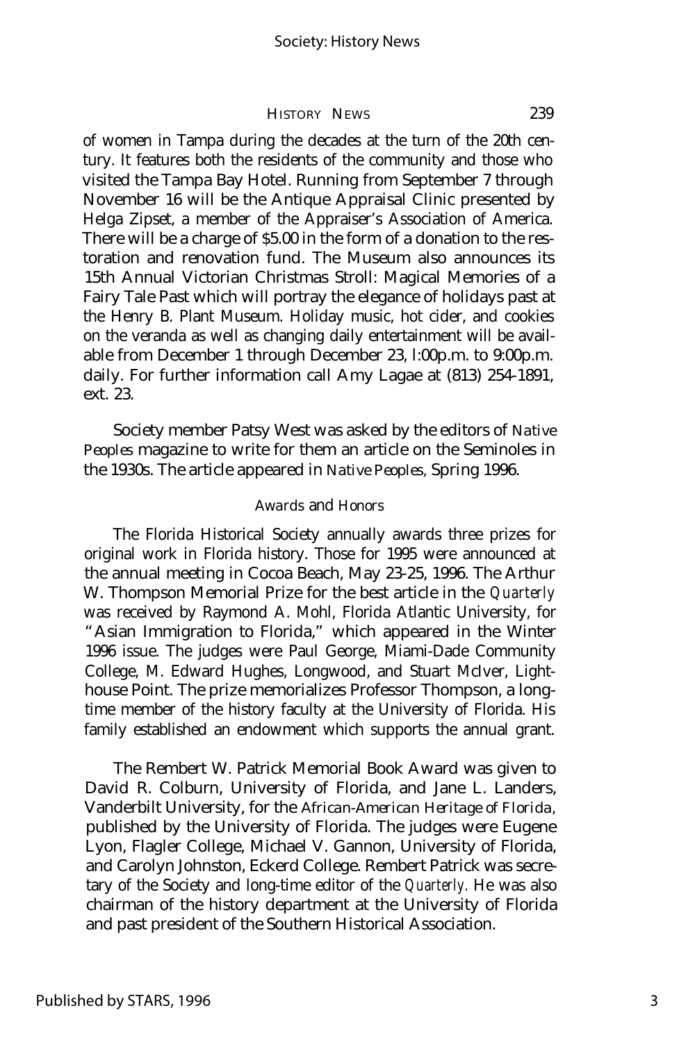of women in Tampa during the decades at the turn of the 20th century. It features both the residents of the community and those who visited the Tampa Bay Hotel. Running from September 7 through November 16 will be the Antique Appraisal Clinic presented by Helga Zipset, a member of the Appraiser's Association of America. There will be a charge of $5.00 in the form of a donation to the restoration and renovation fund. The Museum also announces its 15th Annual Victorian Christmas Stroll: Magical Memories of a Fairy Tale Past which will portray the elegance of holidays past at the Henry B. Plant Museum. Holiday music, hot cider, and cookies on the veranda as well as changing daily entertainment will be available from December 1 through December 23, l:00p.m. to 9:00p.m. daily. For further information call Amy Lagae at (813) 254-1891, ext. 23.

Society member Patsy West was asked by the editors of *Native Peoples* magazine to write for them an article on the Seminoles in the 1930s. The article appeared in *Native Peoples*, Spring 1996.

### Awards and Honors

The Florida Historical Society annually awards three prizes for original work in Florida history. Those for 1995 were announced at the annual meeting in Cocoa Beach, May 23-25, 1996. The Arthur W. Thompson Memorial Prize for the best article in the *Quarterly* was received by Raymond A. Mohl, Florida Atlantic University, for "Asian Immigration to Florida," which appeared in the Winter 1996 issue. The judges were Paul George, Miami-Dade Community College, M. Edward Hughes, Longwood, and Stuart McIver, Lighthouse Point. The prize memorializes Professor Thompson, a long-time member of the history faculty at the University of Florida. His family established an endowment which supports the annual grant.

The Rembert W. Patrick Memorial Book Award was given to David R. Colburn, University of Florida, and Jane L. Landers, Vanderbilt University, for the *African-American Heritage of Florida*, published by the University of Florida. The judges were Eugene Lyon, Flagler College, Michael V. Gannon, University of Florida, and Carolyn Johnston, Eckerd College. Rembert Patrick was secretary of the Society and long-time editor of the *Quarterly*. He was also chairman of the history department at the University of Florida and past president of the Southern Historical Association.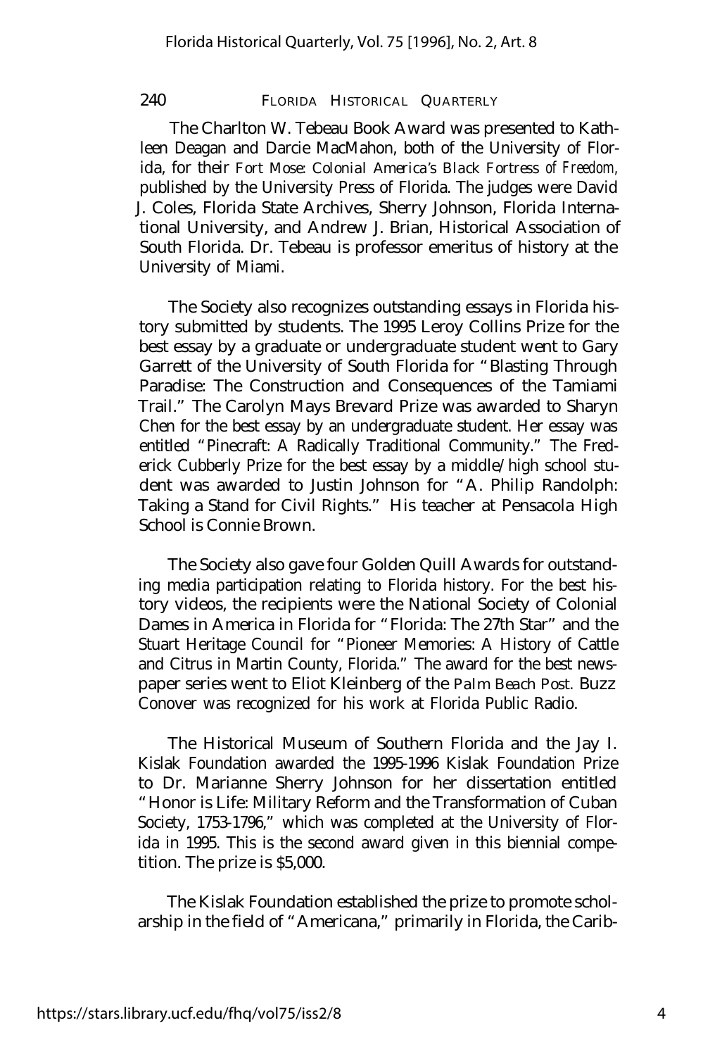The Charlton W. Tebeau Book Award was presented to Kathleen Deagan and Darcie MacMahon, both of the University of Florida, for their *Fort Mose: Colonial America's Black Fortress of Freedom,* published by the University Press of Florida. The judges were David J. Coles, Florida State Archives, Sherry Johnson, Florida International University, and Andrew J. Brian, Historical Association of South Florida. Dr. Tebeau is professor emeritus of history at the University of Miami.

The Society also recognizes outstanding essays in Florida history submitted by students. The 1995 Leroy Collins Prize for the best essay by a graduate or undergraduate student went to Gary Garrett of the University of South Florida for "Blasting Through Paradise: The Construction and Consequences of the Tamiami Trail." The Carolyn Mays Brevard Prize was awarded to Sharyn Chen for the best essay by an undergraduate student. Her essay was entitled "Pinecraft: A Radically Traditional Community." The Frederick Cubberly Prize for the best essay by a middle/high school student was awarded to Justin Johnson for "A. Philip Randolph: Taking a Stand for Civil Rights." His teacher at Pensacola High School is Connie Brown.

The Society also gave four Golden Quill Awards for outstanding media participation relating to Florida history. For the best history videos, the recipients were the National Society of Colonial Dames in America in Florida for "Florida: The 27th Star" and the Stuart Heritage Council for "Pioneer Memories: A History of Cattle and Citrus in Martin County, Florida." The award for the best newspaper series went to Eliot Kleinberg of the *Palm Beach Post.* Buzz Conover was recognized for his work at Florida Public Radio.

The Historical Museum of Southern Florida and the Jay I. Kislak Foundation awarded the 1995-1996 Kislak Foundation Prize to Dr. Marianne Sherry Johnson for her dissertation entitled "Honor is Life: Military Reform and the Transformation of Cuban Society, 1753-1796," which was completed at the University of Florida in 1995. This is the second award given in this biennial competition. The prize is $5,000.

The Kislak Foundation established the prize to promote scholarship in the field of "Americana," primarily in Florida, the Carib-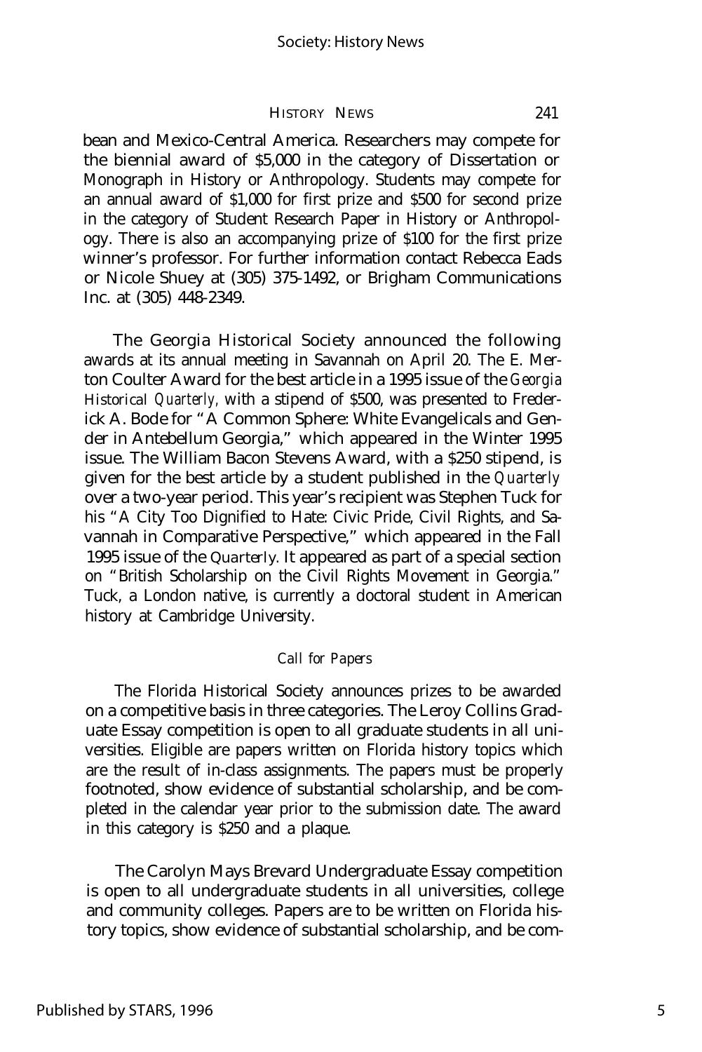bean and Mexico-Central America. Researchers may compete for the biennial award of $5,000 in the category of Dissertation or Monograph in History or Anthropology. Students may compete for an annual award of $1,000 for first prize and $500 for second prize in the category of Student Research Paper in History or Anthropology. There is also an accompanying prize of $100 for the first prize winner's professor. For further information contact Rebecca Eads or Nicole Shuey at (305) 375-1492, or Brigham Communications Inc. at (305) 448-2349.

The Georgia Historical Society announced the following awards at its annual meeting in Savannah on April 20. The E. Merton Coulter Award for the best article in a 1995 issue of the *Georgia Historical Quarterly,* with a stipend of $500, was presented to Frederick A. Bode for "A Common Sphere: White Evangelicals and Gender in Antebellum Georgia," which appeared in the Winter 1995 issue. The William Bacon Stevens Award, with a $250 stipend, is given for the best article by a student published in the *Quarterly* over a two-year period. This year's recipient was Stephen Tuck for his "A City Too Dignified to Hate: Civic Pride, Civil Rights, and Savannah in Comparative Perspective," which appeared in the Fall 1995 issue of the *Quarterly*. It appeared as part of a special section on "British Scholarship on the Civil Rights Movement in Georgia." Tuck, a London native, is currently a doctoral student in American history at Cambridge University.

### *Call for Papers*

The Florida Historical Society announces prizes to be awarded on a competitive basis in three categories. The Leroy Collins Graduate Essay competition is open to all graduate students in all universities. Eligible are papers written on Florida history topics which are the result of in-class assignments. The papers must be properly footnoted, show evidence of substantial scholarship, and be completed in the calendar year prior to the submission date. The award in this category is $250 and a plaque.

The Carolyn Mays Brevard Undergraduate Essay competition is open to all undergraduate students in all universities, college and community colleges. Papers are to be written on Florida history topics, show evidence of substantial scholarship, and be com-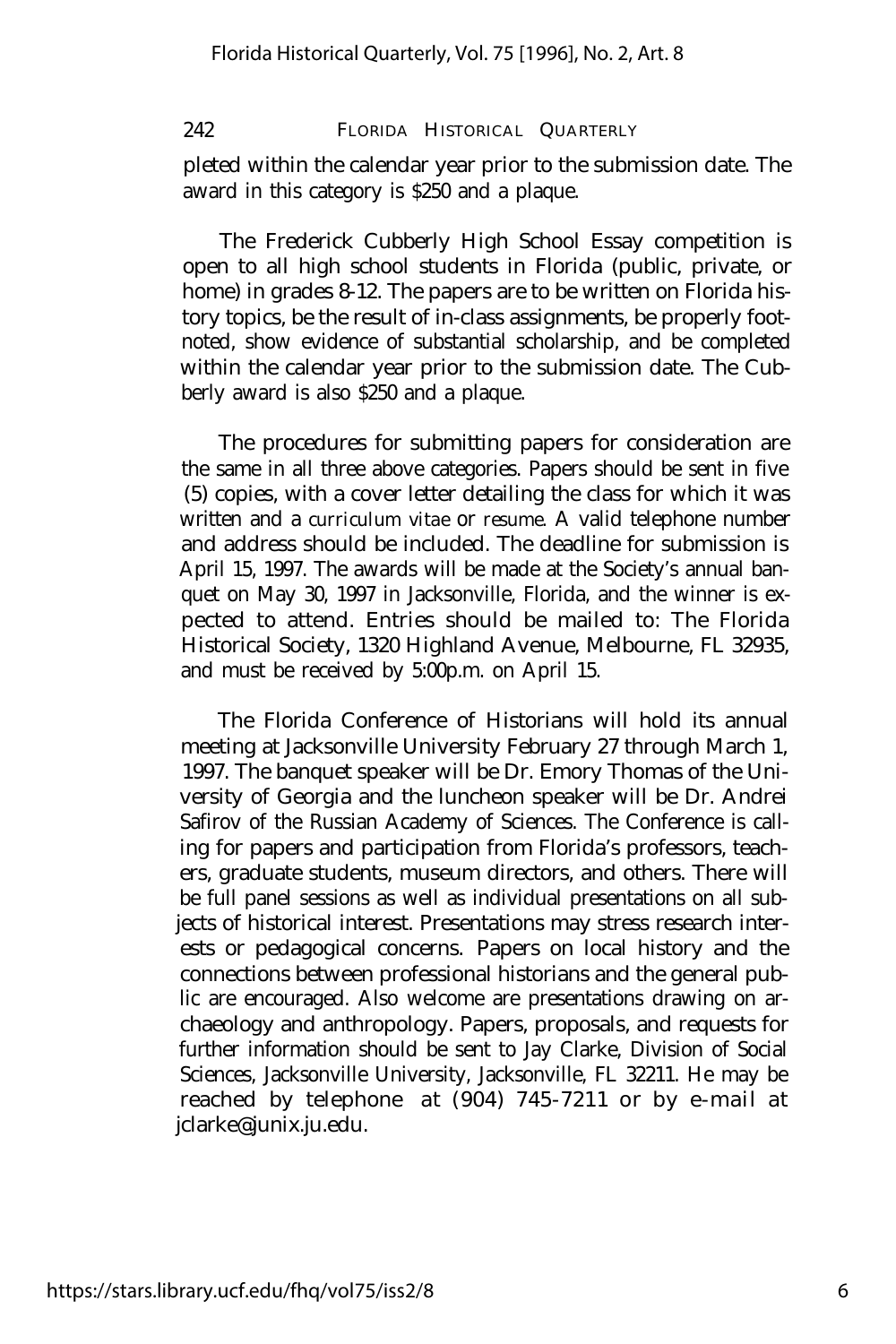pleted within the calendar year prior to the submission date. The award in this category is $250 and a plaque.

The Frederick Cubberly High School Essay competition is open to all high school students in Florida (public, private, or home) in grades 8-12. The papers are to be written on Florida history topics, be the result of in-class assignments, be properly footnoted, show evidence of substantial scholarship, and be completed within the calendar year prior to the submission date. The Cubberly award is also $250 and a plaque.

The procedures for submitting papers for consideration are the same in all three above categories. Papers should be sent in five (5) copies, with a cover letter detailing the class for which it was written and a *curriculum vitae* or resume. A valid telephone number and address should be included. The deadline for submission is April 15, 1997. The awards will be made at the Society's annual banquet on May 30, 1997 in Jacksonville, Florida, and the winner is expected to attend. Entries should be mailed to: The Florida Historical Society, 1320 Highland Avenue, Melbourne, FL 32935, and must be received by 5:00p.m. on April 15.

The Florida Conference of Historians will hold its annual meeting at Jacksonville University February 27 through March 1, 1997. The banquet speaker will be Dr. Emory Thomas of the University of Georgia and the luncheon speaker will be Dr. Andrei Safirov of the Russian Academy of Sciences. The Conference is calling for papers and participation from Florida's professors, teachers, graduate students, museum directors, and others. There will be full panel sessions as well as individual presentations on all subjects of historical interest. Presentations may stress research interests or pedagogical concerns. Papers on local history and the connections between professional historians and the general public are encouraged. Also welcome are presentations drawing on archaeology and anthropology. Papers, proposals, and requests for further information should be sent to Jay Clarke, Division of Social Sciences, Jacksonville University, Jacksonville, FL 32211. He may be reached by telephone at (904) 745-7211 or by e-mail at jclarke@junix.ju.edu.